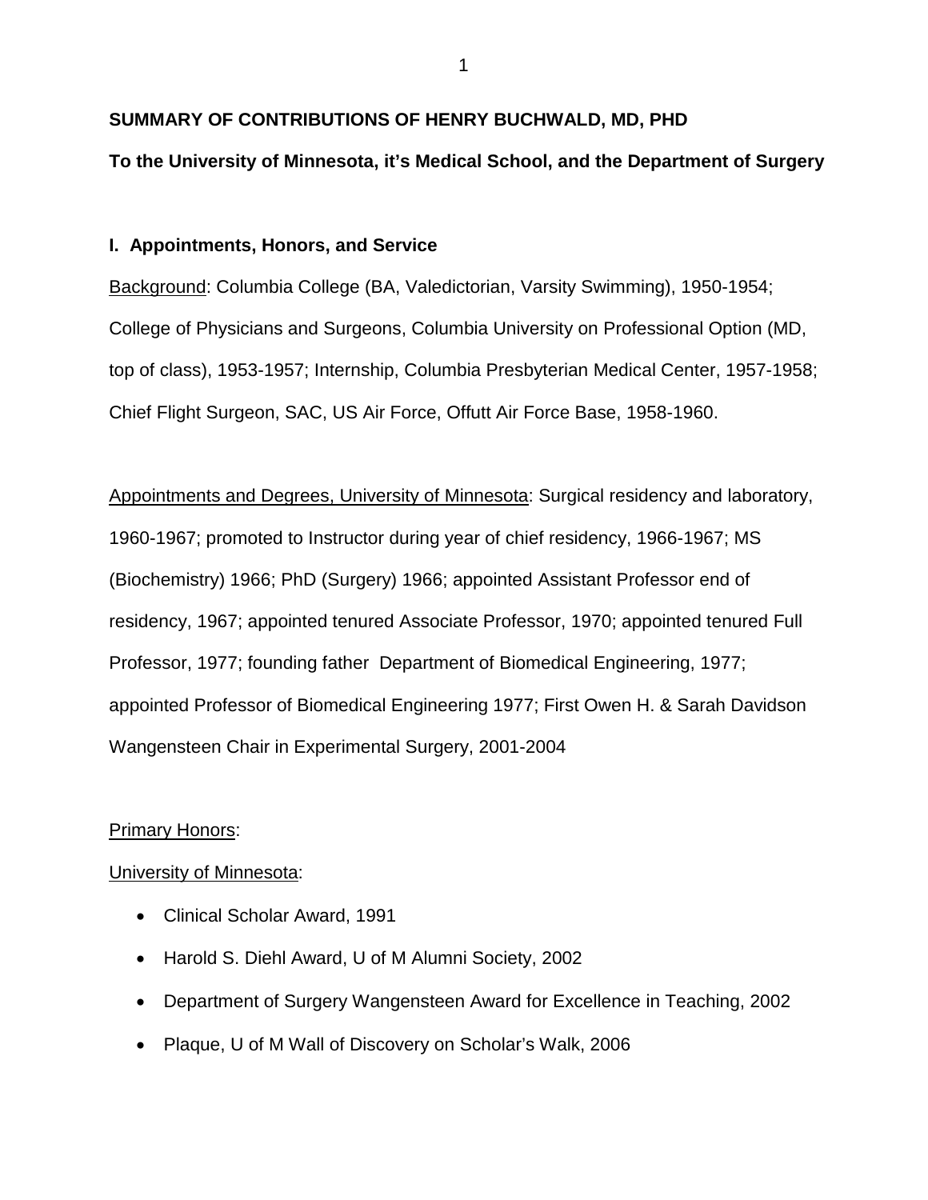**SUMMARY OF CONTRIBUTIONS OF HENRY BUCHWALD, MD, PHD**

**To the University of Minnesota, it's Medical School, and the Department of Surgery**

## I. Appointments, Honors, and Service

Background: Columbia College (BA, Valedictorian, Varsity Swimming), 1950-1954; College of Physicians and Surgeons, Columbia University on Professional Option (MD, top of class), 1953-1957; Internship, Columbia Presbyterian Medical Center, 1957-1958; Chief Flight Surgeon, SAC, US Air Force, Offutt Air Force Base, 1958-1960.

Appointments and Degrees, University of Minnesota: Surgical residency and laboratory, 1960-1967; promoted to Instructor during year of chief residency, 1966-1967; MS (Biochemistry) 1966; PhD (Surgery) 1966; appointed Assistant Professor end of residency, 1967; appointed tenured Associate Professor, 1970; appointed tenured Full Professor, 1977; founding father Department of Biomedical Engineering, 1977; appointed Professor of Biomedical Engineering 1977; First Owen H. & Sarah Davidson Wangensteen Chair in Experimental Surgery, 2001-2004

Primary Honors:

University of Minnesota:

- Clinical Scholar Award, 1991
- Harold S. Diehl Award, U of M Alumni Society, 2002
- Department of Surgery Wangensteen Award for Excellence in Teaching, 2002
- Plaque, U of M Wall of Discovery on Scholar's Walk, 2006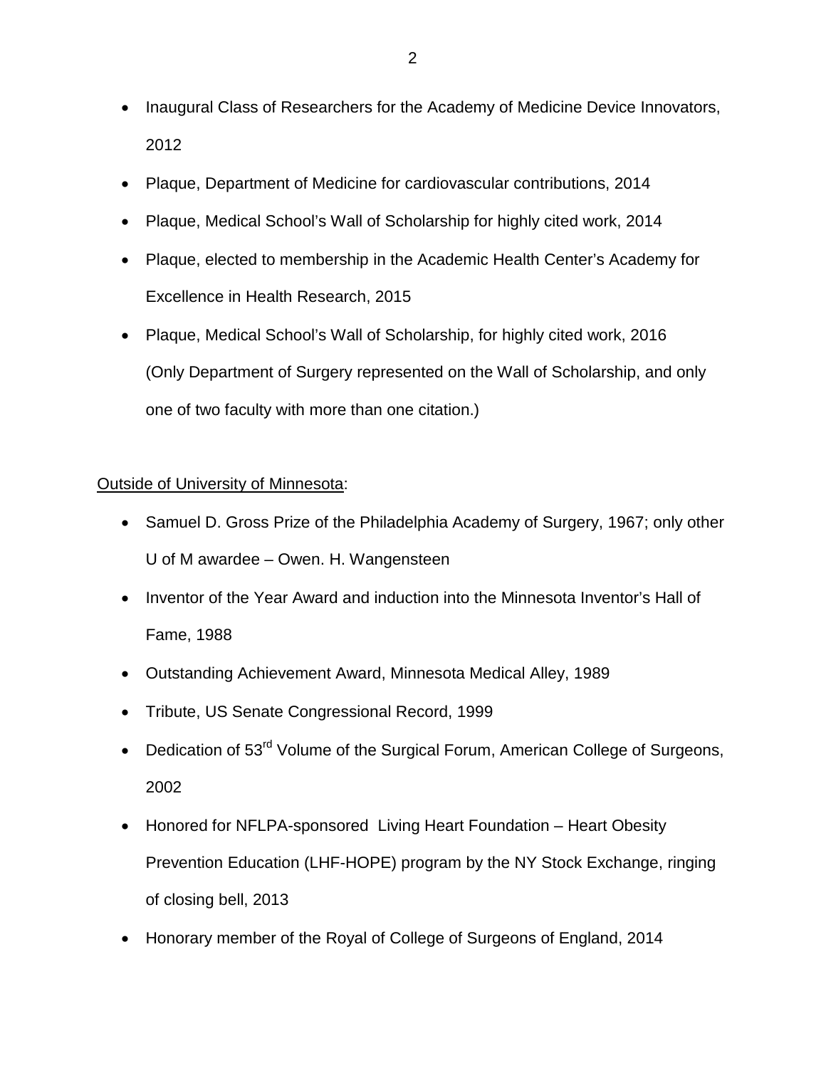- Inaugural Class of Researchers for the Academy of Medicine Device Innovators, 2012
- Plaque, Department of Medicine for cardiovascular contributions, 2014
- Plaque, Medical School's Wall of Scholarship for highly cited work, 2014
- Plaque, elected to membership in the Academic Health Center's Academy for Excellence in Health Research, 2015
- Plaque, Medical School's Wall of Scholarship, for highly cited work, 2016 (Only Department of Surgery represented on the Wall of Scholarship, and only one of two faculty with more than one citation.)

<u>Outside of University of Minnesota</u>:

- Samuel D. Gross Prize of the Philadelphia Academy of Surgery, 1967; only other U of M awardee – Owen. H. Wangensteen
- Inventor of the Year Award and induction into the Minnesota Inventor's Hall of Fame, 1988
- Outstanding Achievement Award, Minnesota Medical Alley, 1989
- Tribute, US Senate Congressional Record, 1999
- Dedication of 53rd Volume of the Surgical Forum, American College of Surgeons, 2002
- Honored for NFLPA-sponsored Living Heart Foundation – Heart Obesity Prevention Education (LHF-HOPE) program by the NY Stock Exchange, ringing of closing bell, 2013
- Honorary member of the Royal of College of Surgeons of England, 2014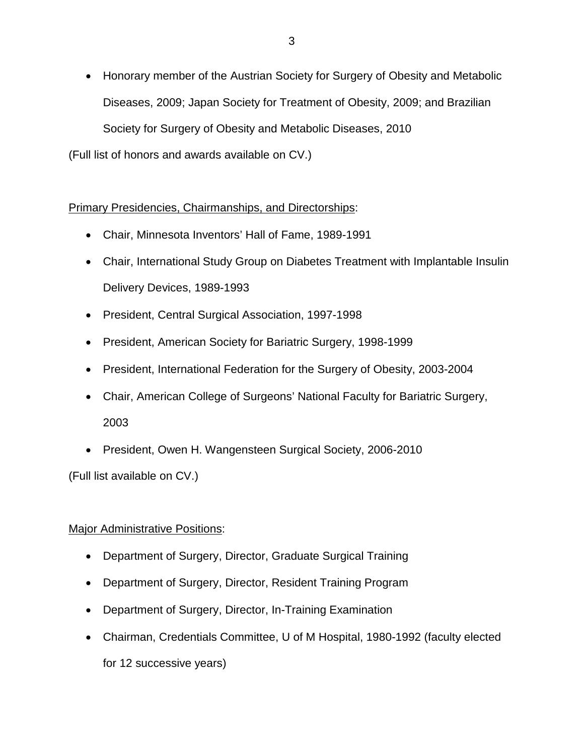- Honorary member of the Austrian Society for Surgery of Obesity and Metabolic Diseases, 2009; Japan Society for Treatment of Obesity, 2009; and Brazilian Society for Surgery of Obesity and Metabolic Diseases, 2010

(Full list of honors and awards available on CV.)

<u>Primary Presidencies, Chairmanships, and Directorships</u>:

- Chair, Minnesota Inventors' Hall of Fame, 1989-1991
- Chair, International Study Group on Diabetes Treatment with Implantable Insulin Delivery Devices, 1989-1993
- President, Central Surgical Association, 1997-1998
- President, American Society for Bariatric Surgery, 1998-1999
- President, International Federation for the Surgery of Obesity, 2003-2004
- Chair, American College of Surgeons' National Faculty for Bariatric Surgery, 2003
- President, Owen H. Wangensteen Surgical Society, 2006-2010

(Full list available on CV.)

<u>Major Administrative Positions</u>:

- Department of Surgery, Director, Graduate Surgical Training
- Department of Surgery, Director, Resident Training Program
- Department of Surgery, Director, In-Training Examination
- Chairman, Credentials Committee, U of M Hospital, 1980-1992 (faculty elected for 12 successive years)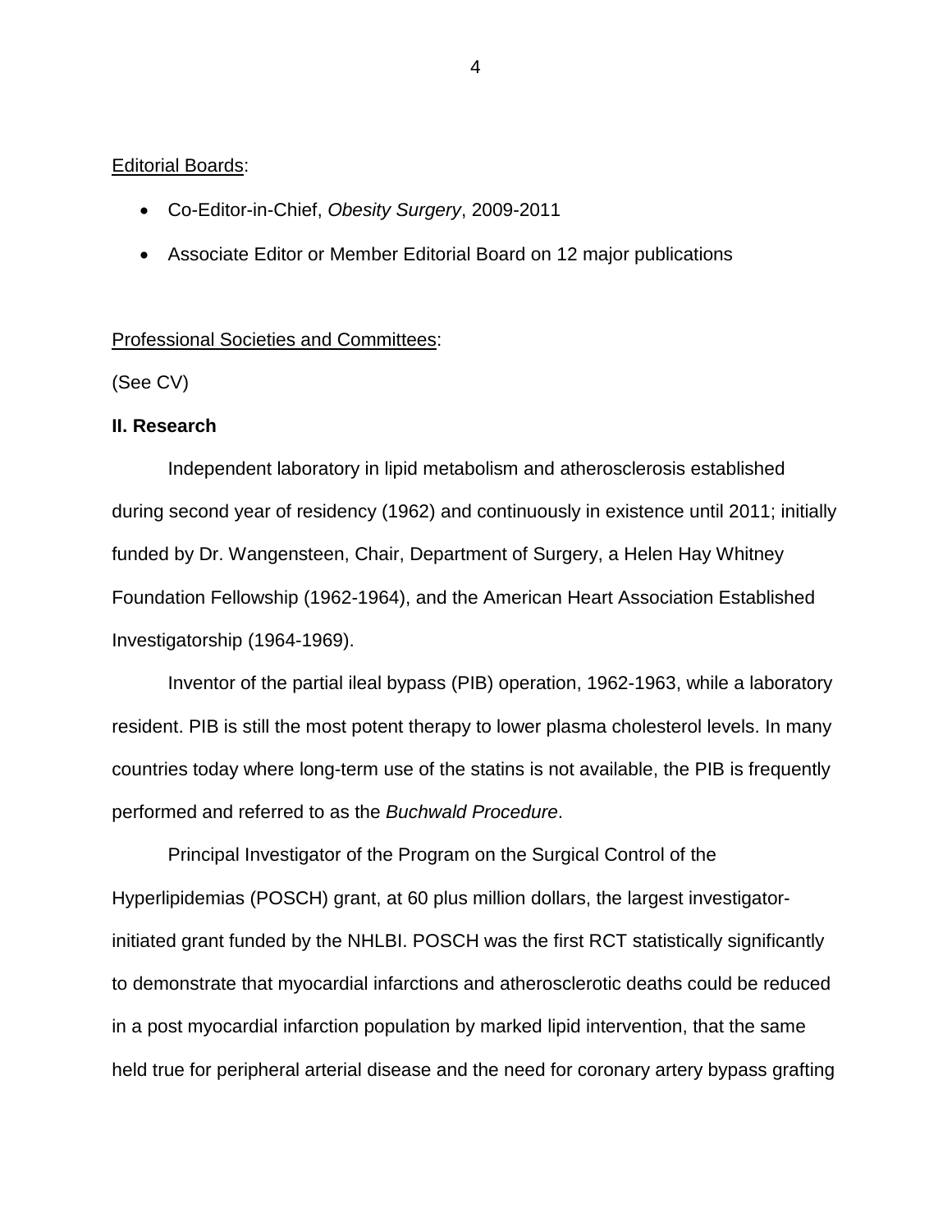Editorial Boards:

- Co-Editor-in-Chief, *Obesity Surgery*, 2009-2011
- Associate Editor or Member Editorial Board on 12 major publications

Professional Societies and Committees:

(See CV)

**II. Research**

Independent laboratory in lipid metabolism and atherosclerosis established during second year of residency (1962) and continuously in existence until 2011; initially funded by Dr. Wangensteen, Chair, Department of Surgery, a Helen Hay Whitney Foundation Fellowship (1962-1964), and the American Heart Association Established Investigatorship (1964-1969).

Inventor of the partial ileal bypass (PIB) operation, 1962-1963, while a laboratory resident. PIB is still the most potent therapy to lower plasma cholesterol levels. In many countries today where long-term use of the statins is not available, the PIB is frequently performed and referred to as the *Buchwald Procedure*.

Principal Investigator of the Program on the Surgical Control of the Hyperlipidemias (POSCH) grant, at 60 plus million dollars, the largest investigator-initiated grant funded by the NHLBI. POSCH was the first RCT statistically significantly to demonstrate that myocardial infarctions and atherosclerotic deaths could be reduced in a post myocardial infarction population by marked lipid intervention, that the same held true for peripheral arterial disease and the need for coronary artery bypass grafting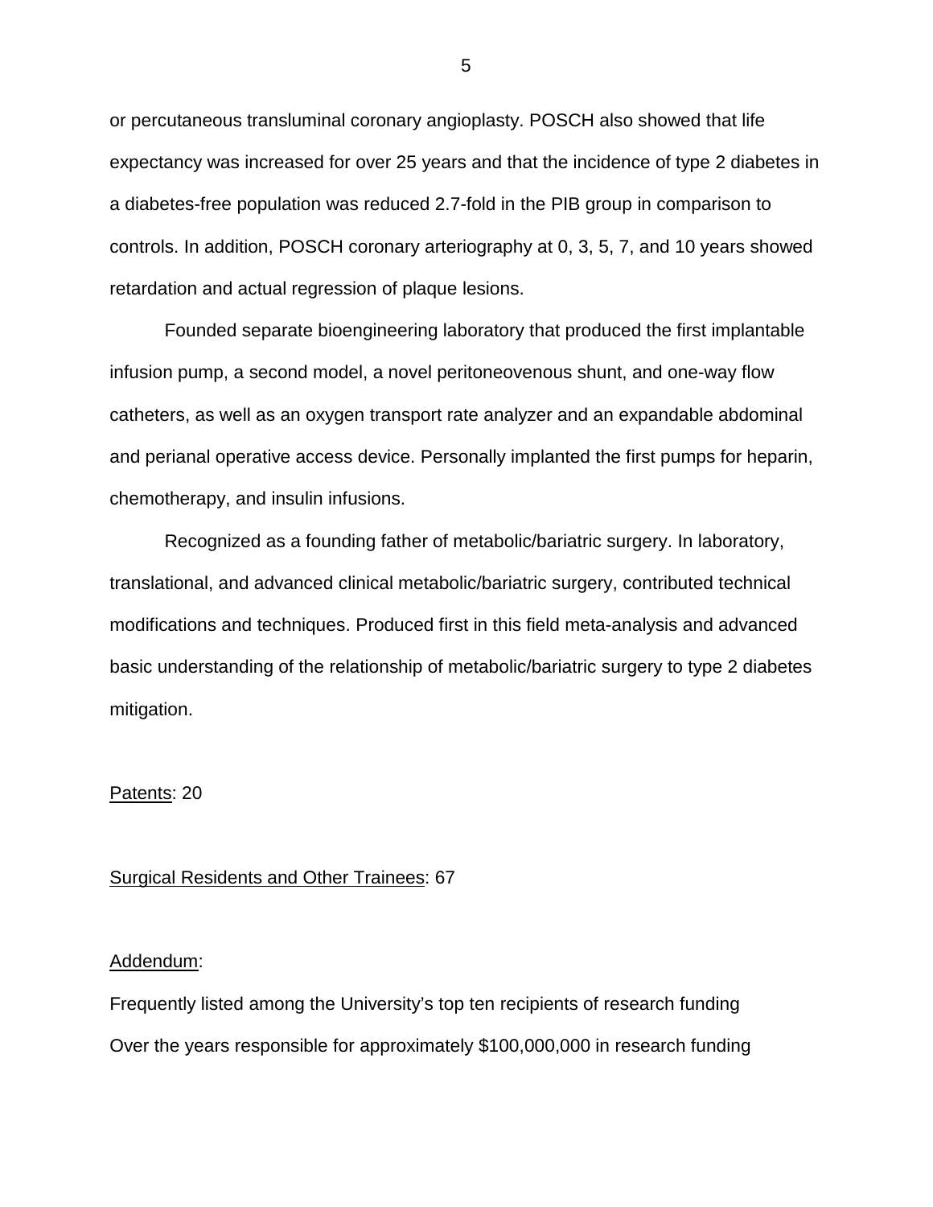or percutaneous transluminal coronary angioplasty. POSCH also showed that life expectancy was increased for over 25 years and that the incidence of type 2 diabetes in a diabetes-free population was reduced 2.7-fold in the PIB group in comparison to controls. In addition, POSCH coronary arteriography at 0, 3, 5, 7, and 10 years showed retardation and actual regression of plaque lesions.

Founded separate bioengineering laboratory that produced the first implantable infusion pump, a second model, a novel peritoneovenous shunt, and one-way flow catheters, as well as an oxygen transport rate analyzer and an expandable abdominal and perianal operative access device. Personally implanted the first pumps for heparin, chemotherapy, and insulin infusions.

Recognized as a founding father of metabolic/bariatric surgery. In laboratory, translational, and advanced clinical metabolic/bariatric surgery, contributed technical modifications and techniques. Produced first in this field meta-analysis and advanced basic understanding of the relationship of metabolic/bariatric surgery to type 2 diabetes mitigation.

<u>Patents</u>: 20

<u>Surgical Residents and Other Trainees</u>: 67

<u>Addendum</u>:

Frequently listed among the University's top ten recipients of research funding

Over the years responsible for approximately $100,000,000 in research funding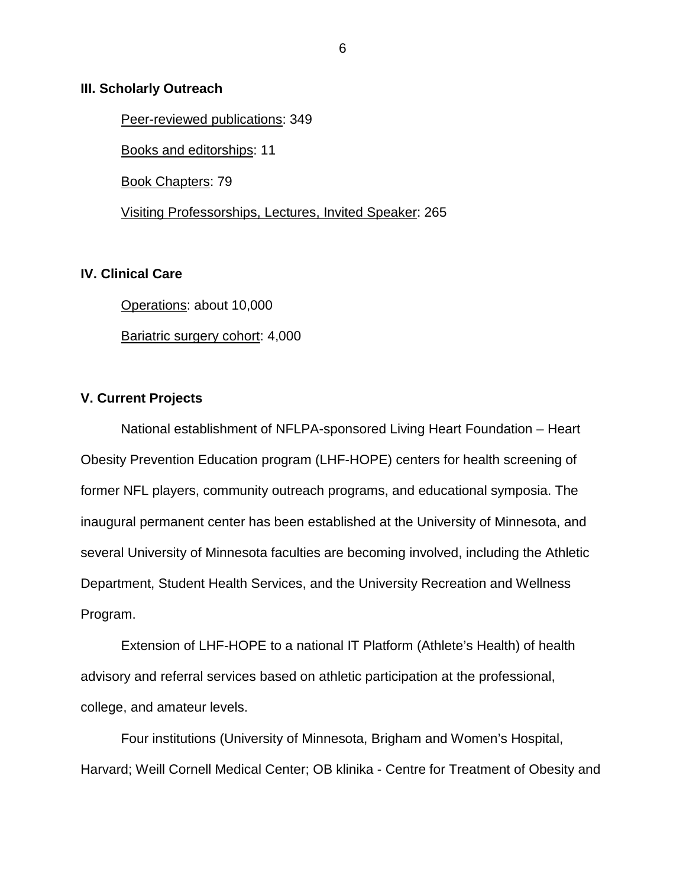**III. Scholarly Outreach**

Peer-reviewed publications: 349

Books and editorships: 11

Book Chapters: 79

Visiting Professorships, Lectures, Invited Speaker: 265

**IV. Clinical Care**

Operations: about 10,000

Bariatric surgery cohort: 4,000

**V. Current Projects**

National establishment of NFLPA-sponsored Living Heart Foundation – Heart Obesity Prevention Education program (LHF-HOPE) centers for health screening of former NFL players, community outreach programs, and educational symposia. The inaugural permanent center has been established at the University of Minnesota, and several University of Minnesota faculties are becoming involved, including the Athletic Department, Student Health Services, and the University Recreation and Wellness Program.

Extension of LHF-HOPE to a national IT Platform (Athlete's Health) of health advisory and referral services based on athletic participation at the professional, college, and amateur levels.

Four institutions (University of Minnesota, Brigham and Women's Hospital, Harvard; Weill Cornell Medical Center; OB klinika - Centre for Treatment of Obesity and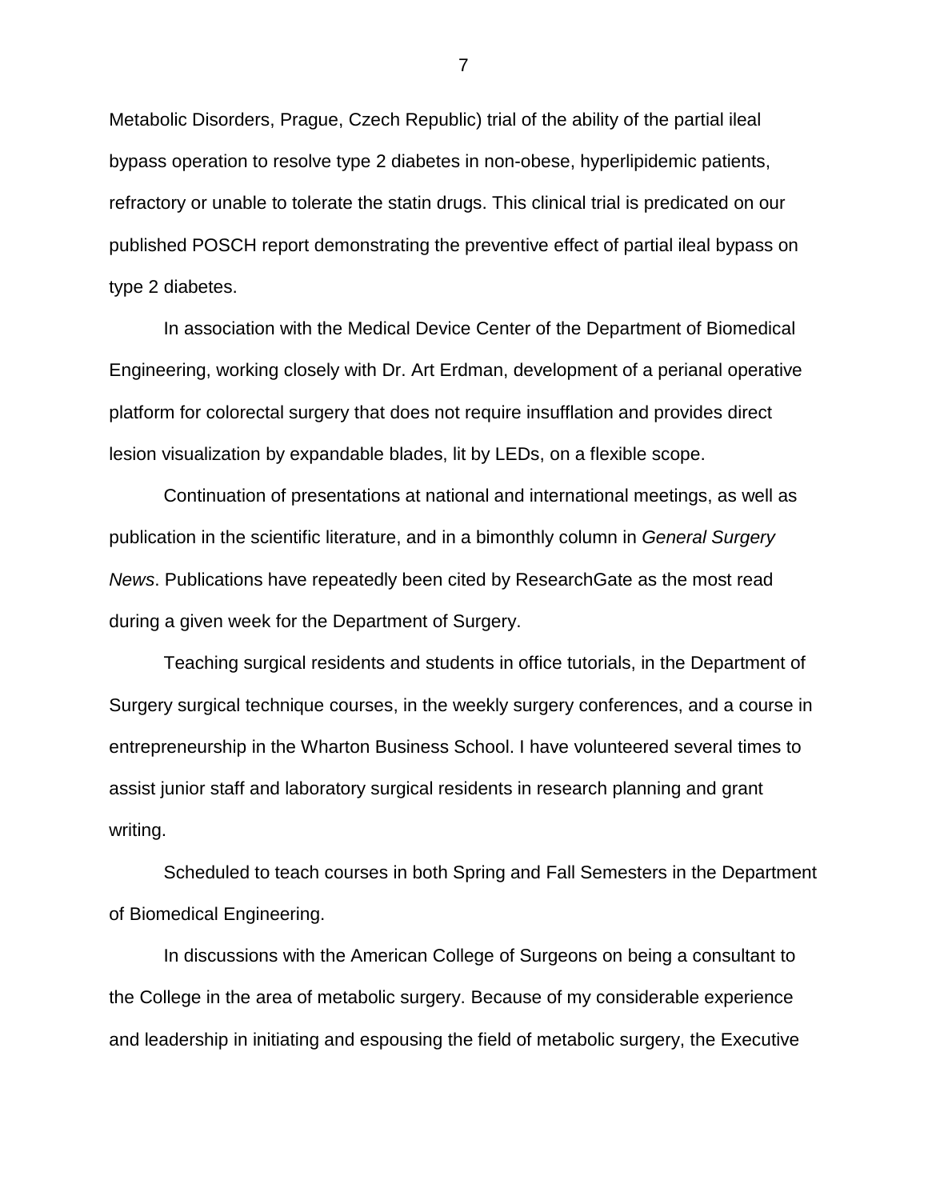Metabolic Disorders, Prague, Czech Republic) trial of the ability of the partial ileal bypass operation to resolve type 2 diabetes in non-obese, hyperlipidemic patients, refractory or unable to tolerate the statin drugs. This clinical trial is predicated on our published POSCH report demonstrating the preventive effect of partial ileal bypass on type 2 diabetes.

In association with the Medical Device Center of the Department of Biomedical Engineering, working closely with Dr. Art Erdman, development of a perianal operative platform for colorectal surgery that does not require insufflation and provides direct lesion visualization by expandable blades, lit by LEDs, on a flexible scope.

Continuation of presentations at national and international meetings, as well as publication in the scientific literature, and in a bimonthly column in *General Surgery News*. Publications have repeatedly been cited by ResearchGate as the most read during a given week for the Department of Surgery.

Teaching surgical residents and students in office tutorials, in the Department of Surgery surgical technique courses, in the weekly surgery conferences, and a course in entrepreneurship in the Wharton Business School. I have volunteered several times to assist junior staff and laboratory surgical residents in research planning and grant writing.

Scheduled to teach courses in both Spring and Fall Semesters in the Department of Biomedical Engineering.

In discussions with the American College of Surgeons on being a consultant to the College in the area of metabolic surgery. Because of my considerable experience and leadership in initiating and espousing the field of metabolic surgery, the Executive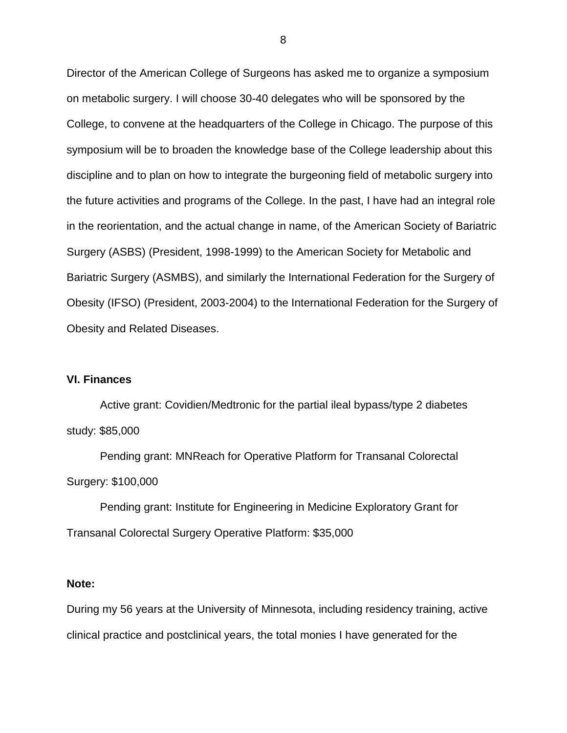Director of the American College of Surgeons has asked me to organize a symposium on metabolic surgery. I will choose 30-40 delegates who will be sponsored by the College, to convene at the headquarters of the College in Chicago. The purpose of this symposium will be to broaden the knowledge base of the College leadership about this discipline and to plan on how to integrate the burgeoning field of metabolic surgery into the future activities and programs of the College. In the past, I have had an integral role in the reorientation, and the actual change in name, of the American Society of Bariatric Surgery (ASBS) (President, 1998-1999) to the American Society for Metabolic and Bariatric Surgery (ASMBS), and similarly the International Federation for the Surgery of Obesity (IFSO) (President, 2003-2004) to the International Federation for the Surgery of Obesity and Related Diseases.

### VI. Finances

Active grant: Covidien/Medtronic for the partial ileal bypass/type 2 diabetes study: $85,000

Pending grant: MNReach for Operative Platform for Transanal Colorectal Surgery: $100,000

Pending grant: Institute for Engineering in Medicine Exploratory Grant for Transanal Colorectal Surgery Operative Platform: $35,000

**Note:**

During my 56 years at the University of Minnesota, including residency training, active clinical practice and postclinical years, the total monies I have generated for the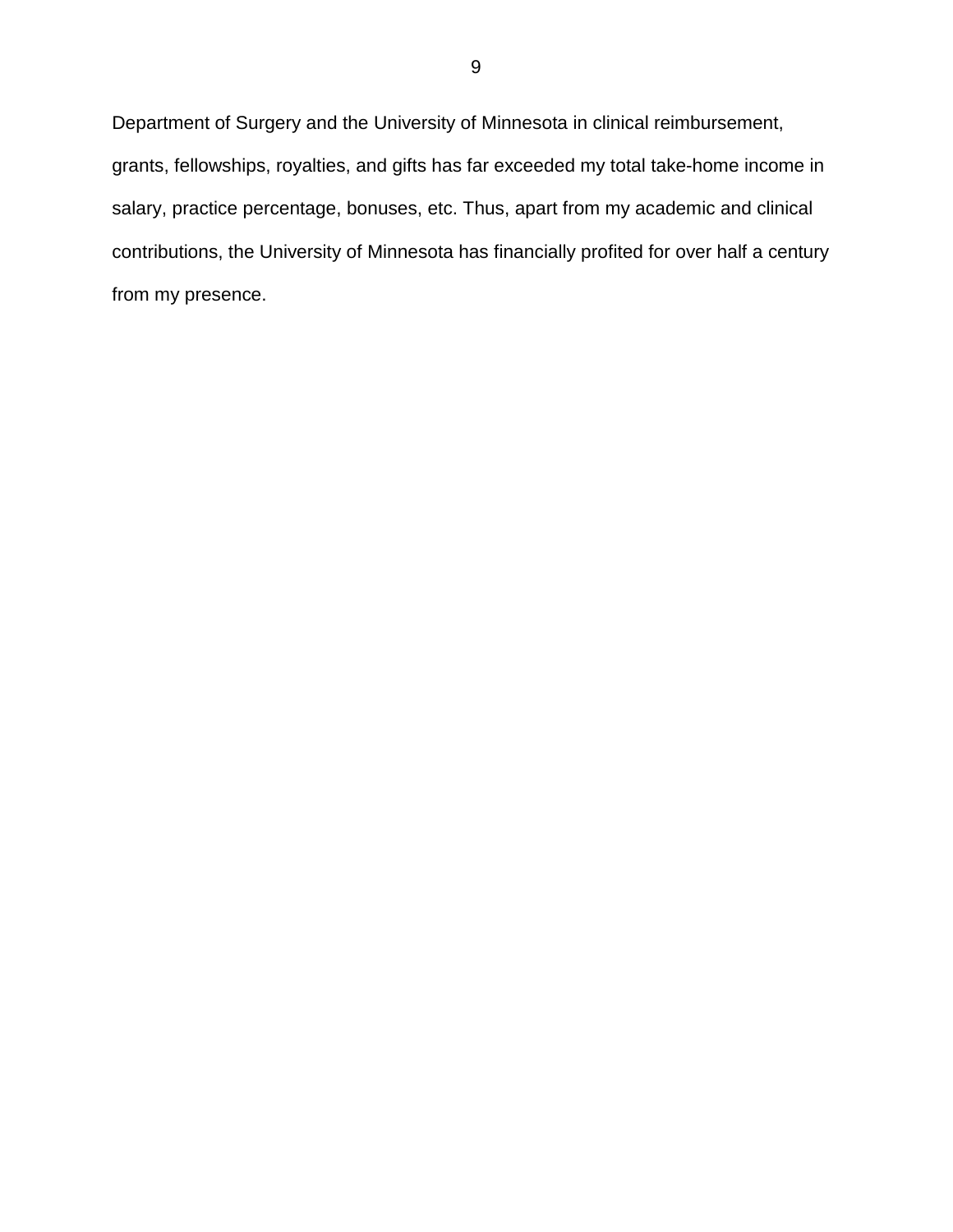Department of Surgery and the University of Minnesota in clinical reimbursement, grants, fellowships, royalties, and gifts has far exceeded my total take-home income in salary, practice percentage, bonuses, etc. Thus, apart from my academic and clinical contributions, the University of Minnesota has financially profited for over half a century from my presence.